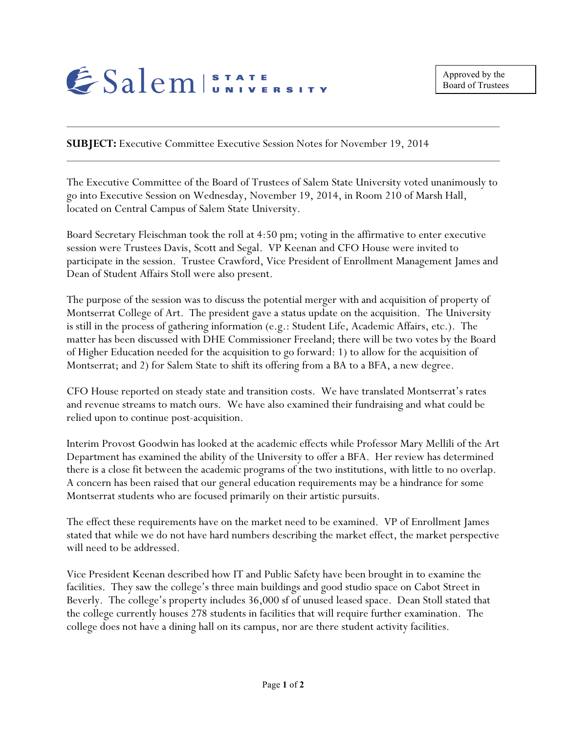Salem | STATE UNIVERSITY

Approved by the Board of Trustees

---

**SUBJECT:** Executive Committee Executive Session Notes for November 19, 2014

---

The Executive Committee of the Board of Trustees of Salem State University voted unanimously to go into Executive Session on Wednesday, November 19, 2014, in Room 210 of Marsh Hall, located on Central Campus of Salem State University.

Board Secretary Fleischman took the roll at 4:50 pm; voting in the affirmative to enter executive session were Trustees Davis, Scott and Segal. VP Keenan and CFO House were invited to participate in the session. Trustee Crawford, Vice President of Enrollment Management James and Dean of Student Affairs Stoll were also present.

The purpose of the session was to discuss the potential merger with and acquisition of property of Montserrat College of Art. The president gave a status update on the acquisition. The University is still in the process of gathering information (e.g.: Student Life, Academic Affairs, etc.). The matter has been discussed with DHE Commissioner Freeland; there will be two votes by the Board of Higher Education needed for the acquisition to go forward: 1) to allow for the acquisition of Montserrat; and 2) for Salem State to shift its offering from a BA to a BFA, a new degree.

CFO House reported on steady state and transition costs. We have translated Montserrat's rates and revenue streams to match ours. We have also examined their fundraising and what could be relied upon to continue post-acquisition.

Interim Provost Goodwin has looked at the academic effects while Professor Mary Mellili of the Art Department has examined the ability of the University to offer a BFA. Her review has determined there is a close fit between the academic programs of the two institutions, with little to no overlap. A concern has been raised that our general education requirements may be a hindrance for some Montserrat students who are focused primarily on their artistic pursuits.

The effect these requirements have on the market need to be examined. VP of Enrollment James stated that while we do not have hard numbers describing the market effect, the market perspective will need to be addressed.

Vice President Keenan described how IT and Public Safety have been brought in to examine the facilities. They saw the college's three main buildings and good studio space on Cabot Street in Beverly. The college's property includes 36,000 sf of unused leased space. Dean Stoll stated that the college currently houses 278 students in facilities that will require further examination. The college does not have a dining hall on its campus, nor are there student activity facilities.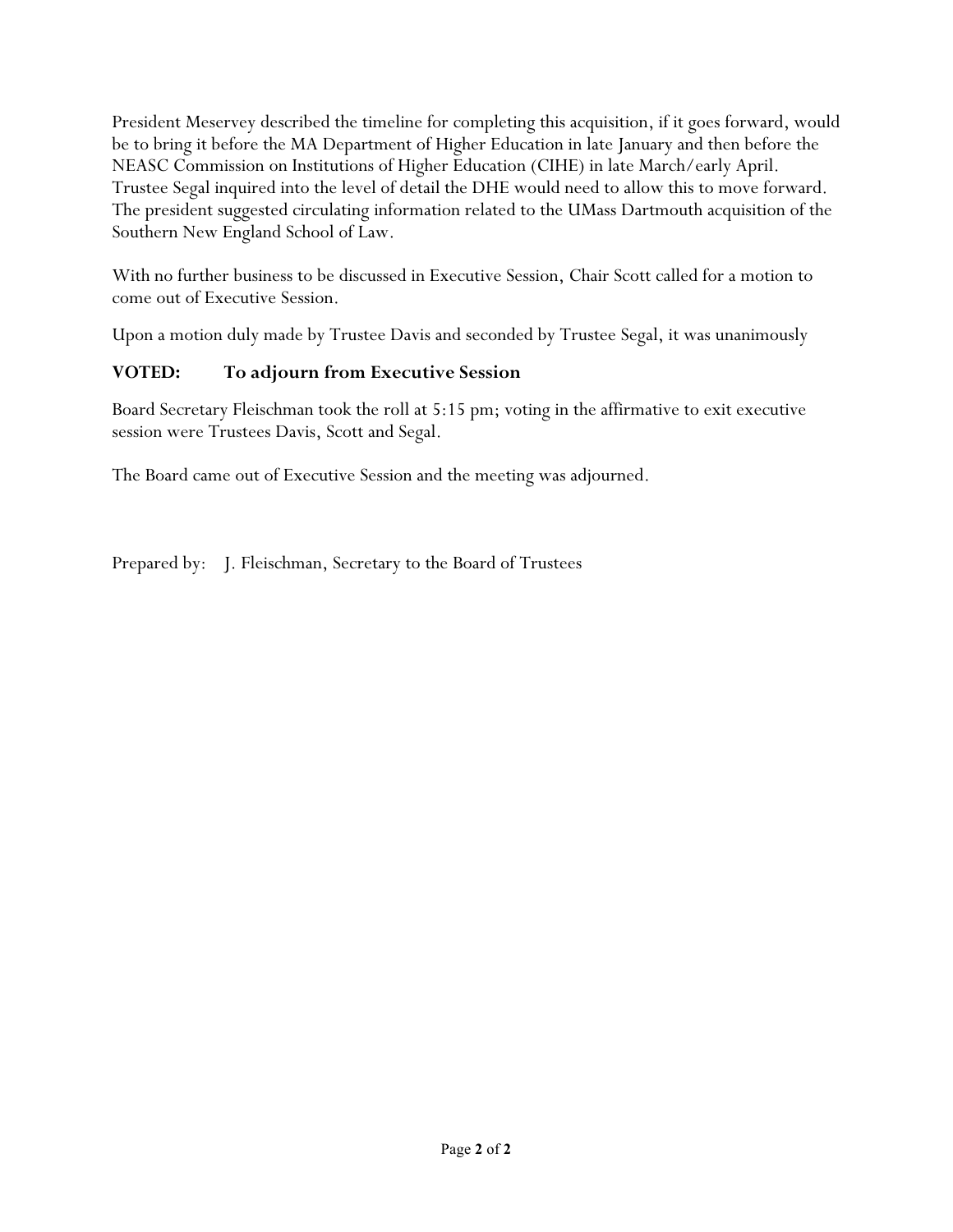President Meservey described the timeline for completing this acquisition, if it goes forward, would be to bring it before the MA Department of Higher Education in late January and then before the NEASC Commission on Institutions of Higher Education (CIHE) in late March/early April. Trustee Segal inquired into the level of detail the DHE would need to allow this to move forward. The president suggested circulating information related to the UMass Dartmouth acquisition of the Southern New England School of Law.

With no further business to be discussed in Executive Session, Chair Scott called for a motion to come out of Executive Session.

Upon a motion duly made by Trustee Davis and seconded by Trustee Segal, it was unanimously

**VOTED: To adjourn from Executive Session**

Board Secretary Fleischman took the roll at 5:15 pm; voting in the affirmative to exit executive session were Trustees Davis, Scott and Segal.

The Board came out of Executive Session and the meeting was adjourned.

Prepared by: J. Fleischman, Secretary to the Board of Trustees